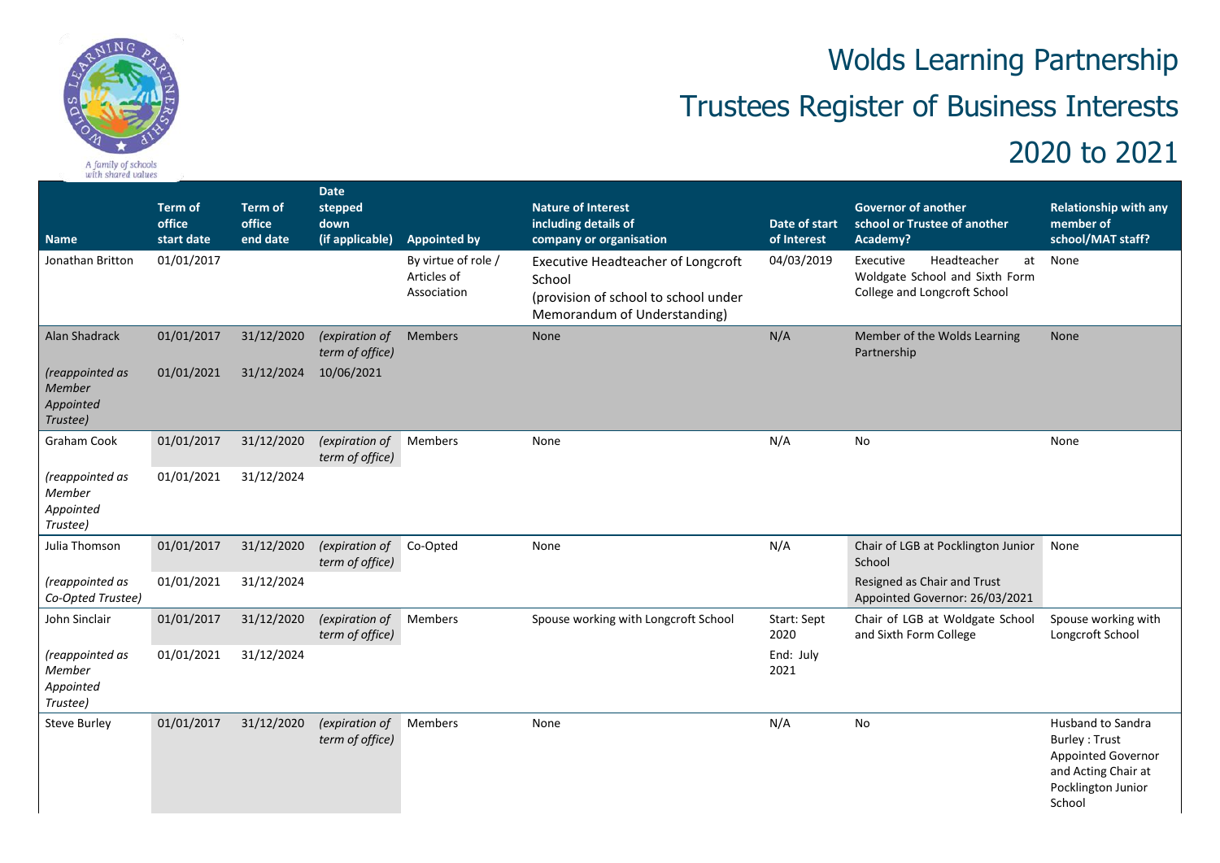# Wolds Learning Partnership

# Trustees Register of Business Interests

# 2020 to 2021

| Name | Term of office start date | Term of office end date | Date stepped down (if applicable) | Appointed by | Nature of Interest including details of company or organisation | Date of start of Interest | Governor of another school or Trustee of another Academy? | Relationship with any member of school/MAT staff? |
|---|---|---|---|---|---|---|---|---|
| Jonathan Britton | 01/01/2017 | | | By virtue of role / Articles of Association | Executive Headteacher of Longcroft School (provision of school to school under Memorandum of Understanding) | 04/03/2019 | Executive Headteacher at Woldgate School and Sixth Form College and Longcroft School | None |
| Alan Shadrack | 01/01/2017 | 31/12/2020 | *(expiration of term of office)* | Members | None | N/A | Member of the Wolds Learning Partnership | None |
| *(reappointed as Member Appointed Trustee)* | 01/01/2021 | 31/12/2024 | 10/06/2021 | | | | | |
| Graham Cook | 01/01/2017 | 31/12/2020 | *(expiration of term of office)* | Members | None | N/A | No | None |
| *(reappointed as Member Appointed Trustee)* | 01/01/2021 | 31/12/2024 | | | | | | |
| Julia Thomson | 01/01/2017 | 31/12/2020 | *(expiration of term of office)* | Co-Opted | None | N/A | Chair of LGB at Pocklington Junior School | None |
| *(reappointed as Co-Opted Trustee)* | 01/01/2021 | 31/12/2024 | | | | | Resigned as Chair and Trust Appointed Governor: 26/03/2021 | |
| John Sinclair | 01/01/2017 | 31/12/2020 | *(expiration of term of office)* | Members | Spouse working with Longcroft School | Start: Sept 2020 | Chair of LGB at Woldgate School and Sixth Form College | Spouse working with Longcroft School |
| *(reappointed as Member Appointed Trustee)* | 01/01/2021 | 31/12/2024 | | | | End: July 2021 | | |
| Steve Burley | 01/01/2017 | 31/12/2020 | *(expiration of term of office)* | Members | None | N/A | No | Husband to Sandra Burley : Trust Appointed Governor and Acting Chair at Pocklington Junior School |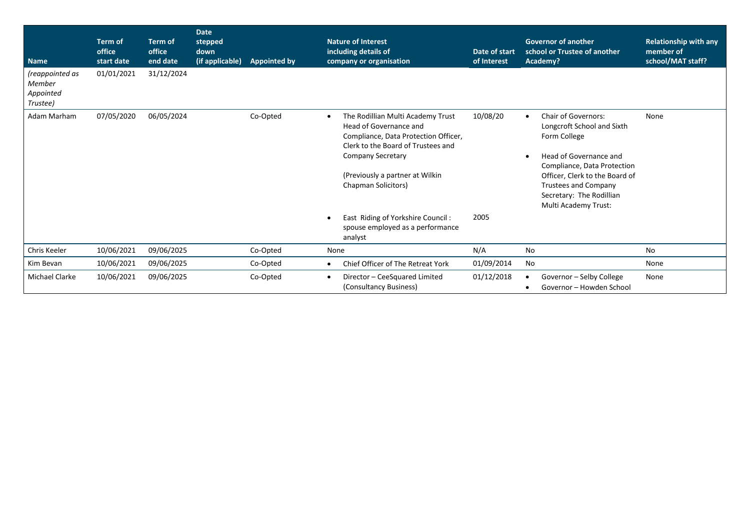| Name | Term of office start date | Term of office end date | Date stepped down (if applicable) | Appointed by | Nature of Interest including details of company or organisation | Date of start of Interest | Governor of another school or Trustee of another Academy? | Relationship with any member of school/MAT staff? |
|---|---|---|---|---|---|---|---|---|
| *(reappointed as Member Appointed Trustee)* | 01/01/2021 | 31/12/2024 | | | | | | |
| Adam Marham | 07/05/2020 | 06/05/2024 | | Co-Opted | • The Rodillian Multi Academy Trust Head of Governance and Compliance, Data Protection Officer, Clerk to the Board of Trustees and Company Secretary<br><br>(Previously a partner at Wilkin Chapman Solicitors)<br><br>• East Riding of Yorkshire Council : spouse employed as a performance analyst | 10/08/20<br><br>2005 | • Chair of Governors: Longcroft School and Sixth Form College<br><br>• Head of Governance and Compliance, Data Protection Officer, Clerk to the Board of Trustees and Company Secretary: The Rodillian Multi Academy Trust: | None |
| Chris Keeler | 10/06/2021 | 09/06/2025 | | Co-Opted | None | N/A | No | No |
| Kim Bevan | 10/06/2021 | 09/06/2025 | | Co-Opted | • Chief Officer of The Retreat York | 01/09/2014 | No | None |
| Michael Clarke | 10/06/2021 | 09/06/2025 | | Co-Opted | • Director – CeeSquared Limited (Consultancy Business) | 01/12/2018 | • Governor – Selby College<br>• Governor – Howden School | None |